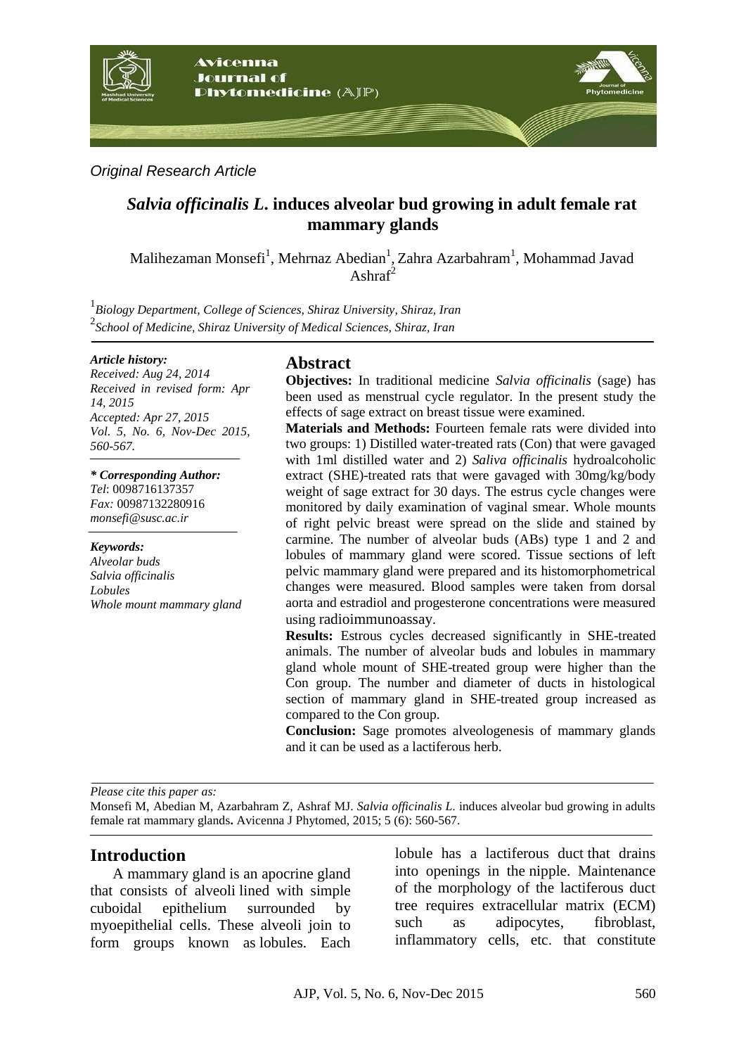*Original Research Article*

# *Salvia officinalis L.* induces alveolar bud growing in adult female rat mammary glands

Malihezaman Monsefi[1], Mehrnaz Abedian[1], Zahra Azarbahram[1], Mohammad Javad Ashraf[2]

[1]*Biology Department, College of Sciences, Shiraz University, Shiraz, Iran*
[2]*School of Medicine, Shiraz University of Medical Sciences, Shiraz, Iran*

***Article history:***
*Received: Aug 24, 2014*
*Received in revised form: Apr 14, 2015*
*Accepted: Apr 27, 2015*
*Vol. 5, No. 6, Nov-Dec 2015, 560-567.*

***\* Corresponding Author:***
*Tel*: 0098716137357
*Fax:* 00987132280916
*monsefi@susc.ac.ir*

***Keywords:***
*Alveolar buds*
*Salvia officinalis*
*Lobules*
*Whole mount mammary gland*

## Abstract

**Objectives:** In traditional medicine *Salvia officinalis* (sage) has been used as menstrual cycle regulator. In the present study the effects of sage extract on breast tissue were examined.

**Materials and Methods:** Fourteen female rats were divided into two groups: 1) Distilled water-treated rats (Con) that were gavaged with 1ml distilled water and 2) *Saliva officinalis* hydroalcoholic extract (SHE)-treated rats that were gavaged with 30mg/kg/body weight of sage extract for 30 days. The estrus cycle changes were monitored by daily examination of vaginal smear. Whole mounts of right pelvic breast were spread on the slide and stained by carmine. The number of alveolar buds (ABs) type 1 and 2 and lobules of mammary gland were scored. Tissue sections of left pelvic mammary gland were prepared and its histomorphometrical changes were measured. Blood samples were taken from dorsal aorta and estradiol and progesterone concentrations were measured using radioimmunoassay.

**Results:** Estrous cycles decreased significantly in SHE-treated animals. The number of alveolar buds and lobules in mammary gland whole mount of SHE-treated group were higher than the Con group. The number and diameter of ducts in histological section of mammary gland in SHE-treated group increased as compared to the Con group.

**Conclusion:** Sage promotes alveologenesis of mammary glands and it can be used as a lactiferous herb.

*Please cite this paper as:*
Monsefi M, Abedian M, Azarbahram Z, Ashraf MJ. *Salvia officinalis L.* induces alveolar bud growing in adults female rat mammary glands**.** Avicenna J Phytomed, 2015; 5 (6): 560-567.

## Introduction

A mammary gland is an apocrine gland that consists of alveoli lined with simple cuboidal epithelium surrounded by myoepithelial cells. These alveoli join to form groups known as lobules. Each lobule has a lactiferous duct that drains into openings in the nipple. Maintenance of the morphology of the lactiferous duct tree requires extracellular matrix (ECM) such as adipocytes, fibroblast, inflammatory cells, etc. that constitute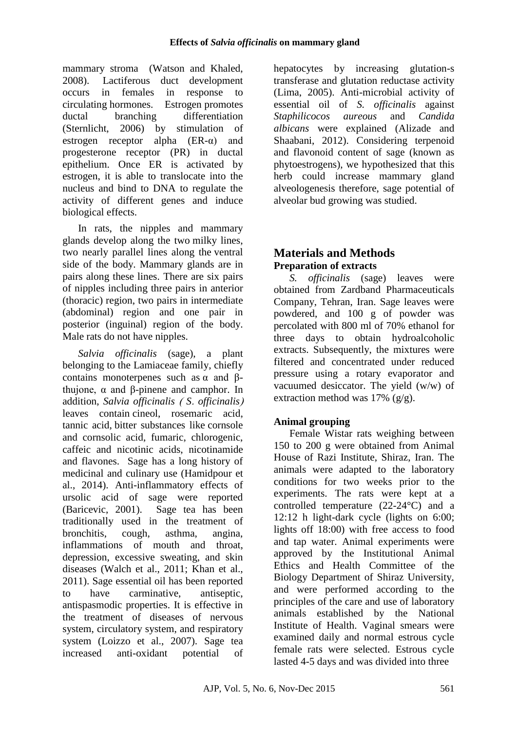mammary stroma (Watson and Khaled, 2008). Lactiferous duct development occurs in females in response to circulating hormones. Estrogen promotes ductal branching differentiation (Sternlicht, 2006) by stimulation of estrogen receptor alpha (ER-α) and progesterone receptor (PR) in ductal epithelium. Once ER is activated by estrogen, it is able to translocate into the nucleus and bind to DNA to regulate the activity of different genes and induce biological effects.

In rats, the nipples and mammary glands develop along the two milky lines, two nearly parallel lines along the ventral side of the body. Mammary glands are in pairs along these lines. There are six pairs of nipples including three pairs in anterior (thoracic) region, two pairs in intermediate (abdominal) region and one pair in posterior (inguinal) region of the body. Male rats do not have nipples.

*Salvia officinalis* (sage), a plant belonging to the Lamiaceae family, chiefly contains monoterpenes such as α and β-thujone, α and β-pinene and camphor. In addition, *Salvia officinalis ( S. officinalis)* leaves contain cineol, rosemaric acid, tannic acid, bitter substances like cornsole and cornsolic acid, fumaric, chlorogenic, caffeic and nicotinic acids, nicotinamide and flavones. Sage has a long history of medicinal and culinary use (Hamidpour et al., 2014). Anti-inflammatory effects of ursolic acid of sage were reported (Baricevic, 2001). Sage tea has been traditionally used in the treatment of bronchitis, cough, asthma, angina, inflammations of mouth and throat, depression, excessive sweating, and skin diseases (Walch et al., 2011; Khan et al., 2011). Sage essential oil has been reported to have carminative, antiseptic, antispasmodic properties. It is effective in the treatment of diseases of nervous system, circulatory system, and respiratory system (Loizzo et al., 2007). Sage tea increased anti-oxidant potential of hepatocytes by increasing glutation-s transferase and glutation reductase activity (Lima, 2005). Anti-microbial activity of essential oil of *S. officinalis* against *Staphilicocos aureous* and *Candida albicans* were explained (Alizade and Shaabani, 2012). Considering terpenoid and flavonoid content of sage (known as phytoestrogens), we hypothesized that this herb could increase mammary gland alveologenesis therefore, sage potential of alveolar bud growing was studied.

## Materials and Methods

### Preparation of extracts

*S. officinalis* (sage) leaves were obtained from Zardband Pharmaceuticals Company, Tehran, Iran. Sage leaves were powdered, and 100 g of powder was percolated with 800 ml of 70% ethanol for three days to obtain hydroalcoholic extracts. Subsequently, the mixtures were filtered and concentrated under reduced pressure using a rotary evaporator and vacuumed desiccator. The yield (w/w) of extraction method was 17% (g/g).

### Animal grouping

Female Wistar rats weighing between 150 to 200 g were obtained from Animal House of Razi Institute, Shiraz, Iran. The animals were adapted to the laboratory conditions for two weeks prior to the experiments. The rats were kept at a controlled temperature (22-24°C) and a 12:12 h light-dark cycle (lights on 6:00; lights off 18:00) with free access to food and tap water. Animal experiments were approved by the Institutional Animal Ethics and Health Committee of the Biology Department of Shiraz University, and were performed according to the principles of the care and use of laboratory animals established by the National Institute of Health. Vaginal smears were examined daily and normal estrous cycle female rats were selected. Estrous cycle lasted 4-5 days and was divided into three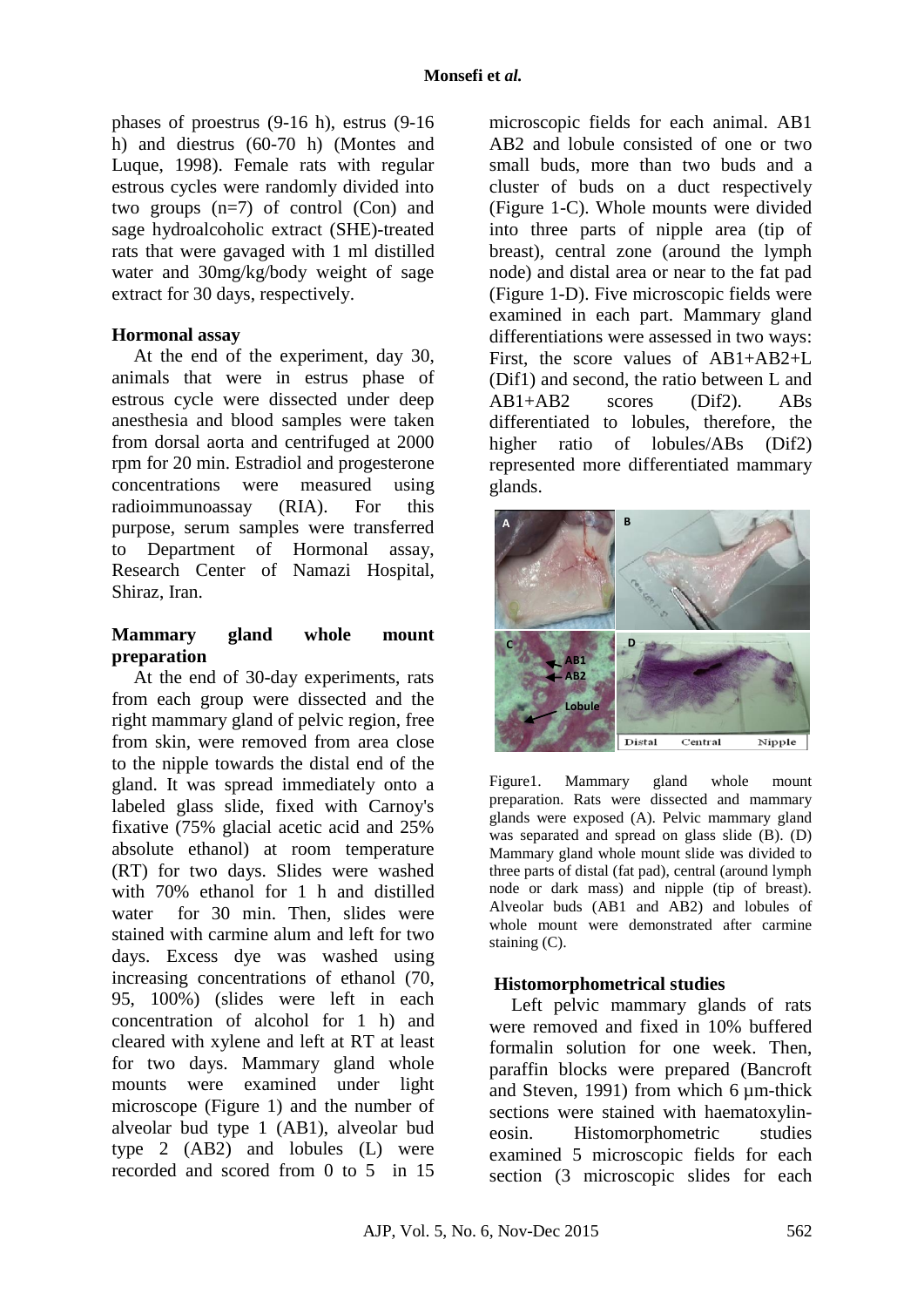phases of proestrus (9-16 h), estrus (9-16 h) and diestrus (60-70 h) (Montes and Luque, 1998). Female rats with regular estrous cycles were randomly divided into two groups (n=7) of control (Con) and sage hydroalcoholic extract (SHE)-treated rats that were gavaged with 1 ml distilled water and 30mg/kg/body weight of sage extract for 30 days, respectively.

### Hormonal assay

At the end of the experiment, day 30, animals that were in estrus phase of estrous cycle were dissected under deep anesthesia and blood samples were taken from dorsal aorta and centrifuged at 2000 rpm for 20 min. Estradiol and progesterone concentrations were measured using radioimmunoassay (RIA). For this purpose, serum samples were transferred to Department of Hormonal assay, Research Center of Namazi Hospital, Shiraz, Iran.

### Mammary gland whole mount preparation

At the end of 30-day experiments, rats from each group were dissected and the right mammary gland of pelvic region, free from skin, were removed from area close to the nipple towards the distal end of the gland. It was spread immediately onto a labeled glass slide, fixed with Carnoy's fixative (75% glacial acetic acid and 25% absolute ethanol) at room temperature (RT) for two days. Slides were washed with 70% ethanol for 1 h and distilled water for 30 min. Then, slides were stained with carmine alum and left for two days. Excess dye was washed using increasing concentrations of ethanol (70, 95, 100%) (slides were left in each concentration of alcohol for 1 h) and cleared with xylene and left at RT at least for two days. Mammary gland whole mounts were examined under light microscope (Figure 1) and the number of alveolar bud type 1 (AB1), alveolar bud type 2 (AB2) and lobules (L) were recorded and scored from 0 to 5 in 15 microscopic fields for each animal. AB1 AB2 and lobule consisted of one or two small buds, more than two buds and a cluster of buds on a duct respectively (Figure 1-C). Whole mounts were divided into three parts of nipple area (tip of breast), central zone (around the lymph node) and distal area or near to the fat pad (Figure 1-D). Five microscopic fields were examined in each part. Mammary gland differentiations were assessed in two ways: First, the score values of AB1+AB2+L (Dif1) and second, the ratio between L and AB1+AB2 scores (Dif2). ABs differentiated to lobules, therefore, the higher ratio of lobules/ABs (Dif2) represented more differentiated mammary glands.

Figure1. Mammary gland whole mount preparation. Rats were dissected and mammary glands were exposed (A). Pelvic mammary gland was separated and spread on glass slide (B). (D) Mammary gland whole mount slide was divided to three parts of distal (fat pad), central (around lymph node or dark mass) and nipple (tip of breast). Alveolar buds (AB1 and AB2) and lobules of whole mount were demonstrated after carmine staining (C).

### Histomorphometrical studies

Left pelvic mammary glands of rats were removed and fixed in 10% buffered formalin solution for one week. Then, paraffin blocks were prepared (Bancroft and Steven, 1991) from which 6 µm-thick sections were stained with haematoxylin-eosin. Histomorphometric studies examined 5 microscopic fields for each section (3 microscopic slides for each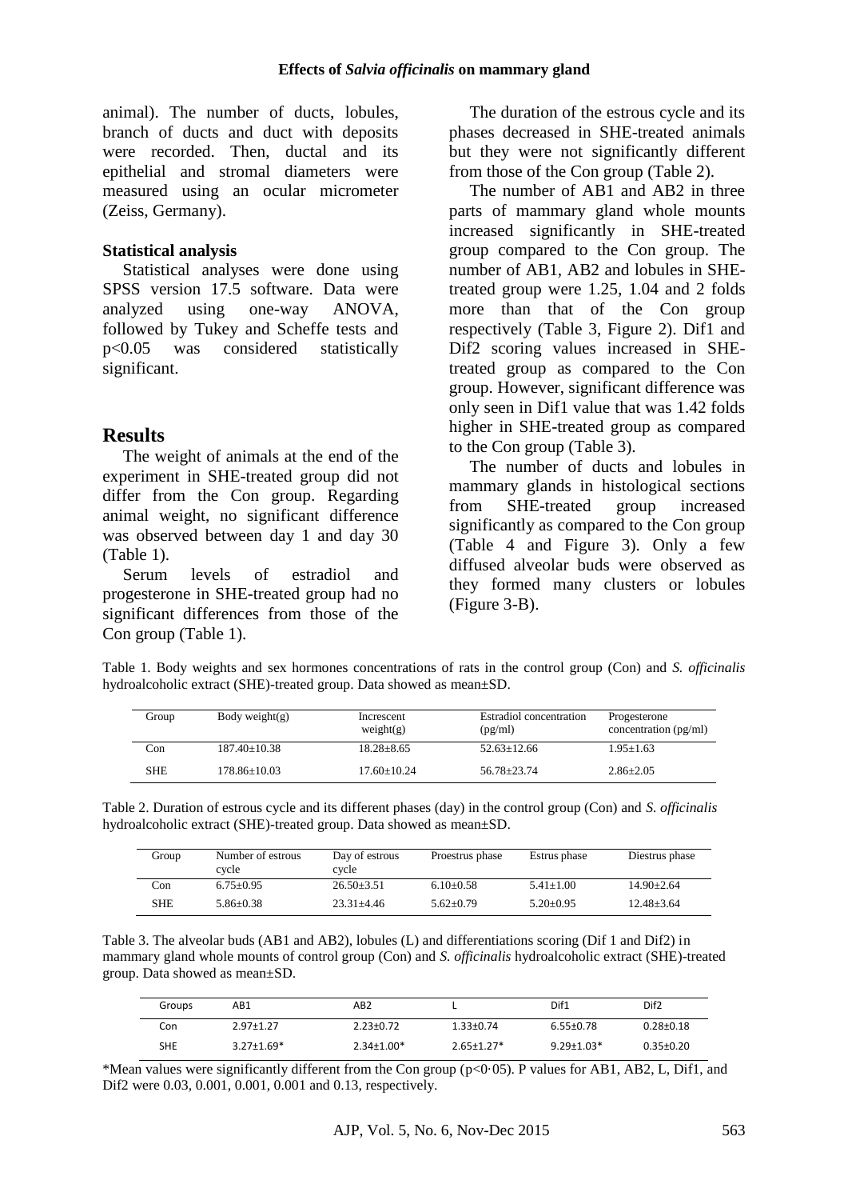animal). The number of ducts, lobules, branch of ducts and duct with deposits were recorded. Then, ductal and its epithelial and stromal diameters were measured using an ocular micrometer (Zeiss, Germany).

### Statistical analysis

Statistical analyses were done using SPSS version 17.5 software. Data were analyzed using one-way ANOVA, followed by Tukey and Scheffe tests and $p<0.05$ was considered statistically significant.

## Results

The weight of animals at the end of the experiment in SHE-treated group did not differ from the Con group. Regarding animal weight, no significant difference was observed between day 1 and day 30 (Table 1).

Serum levels of estradiol and progesterone in SHE-treated group had no significant differences from those of the Con group (Table 1).

The duration of the estrous cycle and its phases decreased in SHE-treated animals but they were not significantly different from those of the Con group (Table 2).

The number of AB1 and AB2 in three parts of mammary gland whole mounts increased significantly in SHE-treated group compared to the Con group. The number of AB1, AB2 and lobules in SHE-treated group were 1.25, 1.04 and 2 folds more than that of the Con group respectively (Table 3, Figure 2). Dif1 and Dif2 scoring values increased in SHE-treated group as compared to the Con group. However, significant difference was only seen in Dif1 value that was 1.42 folds higher in SHE-treated group as compared to the Con group (Table 3).

The number of ducts and lobules in mammary glands in histological sections from SHE-treated group increased significantly as compared to the Con group (Table 4 and Figure 3). Only a few diffused alveolar buds were observed as they formed many clusters or lobules (Figure 3-B).

Table 1. Body weights and sex hormones concentrations of rats in the control group (Con) and *S. officinalis* hydroalcoholic extract (SHE)-treated group. Data showed as mean±SD.

| Group | Body weight(g) | Increscent weight(g) | Estradiol concentration (pg/ml) | Progesterone concentration (pg/ml) |
|---|---|---|---|---|
| Con | 187.40±10.38 | 18.28±8.65 | 52.63±12.66 | 1.95±1.63 |
| SHE | 178.86±10.03 | 17.60±10.24 | 56.78±23.74 | 2.86±2.05 |

Table 2. Duration of estrous cycle and its different phases (day) in the control group (Con) and *S. officinalis* hydroalcoholic extract (SHE)-treated group. Data showed as mean±SD.

| Group | Number of estrous cycle | Day of estrous cycle | Proestrus phase | Estrus phase | Diestrus phase |
|---|---|---|---|---|---|
| Con | 6.75±0.95 | 26.50±3.51 | 6.10±0.58 | 5.41±1.00 | 14.90±2.64 |
| SHE | 5.86±0.38 | 23.31±4.46 | 5.62±0.79 | 5.20±0.95 | 12.48±3.64 |

Table 3. The alveolar buds (AB1 and AB2), lobules (L) and differentiations scoring (Dif 1 and Dif2) in mammary gland whole mounts of control group (Con) and *S. officinalis* hydroalcoholic extract (SHE)-treated group. Data showed as mean±SD.

| Groups | AB1 | AB2 | L | Dif1 | Dif2 |
|---|---|---|---|---|---|
| Con | 2.97±1.27 | 2.23±0.72 | 1.33±0.74 | 6.55±0.78 | 0.28±0.18 |
| SHE | 3.27±1.69* | 2.34±1.00* | 2.65±1.27* | 9.29±1.03* | 0.35±0.20 |

*Mean values were significantly different from the Con group ($p<0.05$). P values for AB1, AB2, L, Dif1, and Dif2 were 0.03, 0.001, 0.001, 0.001 and 0.13, respectively.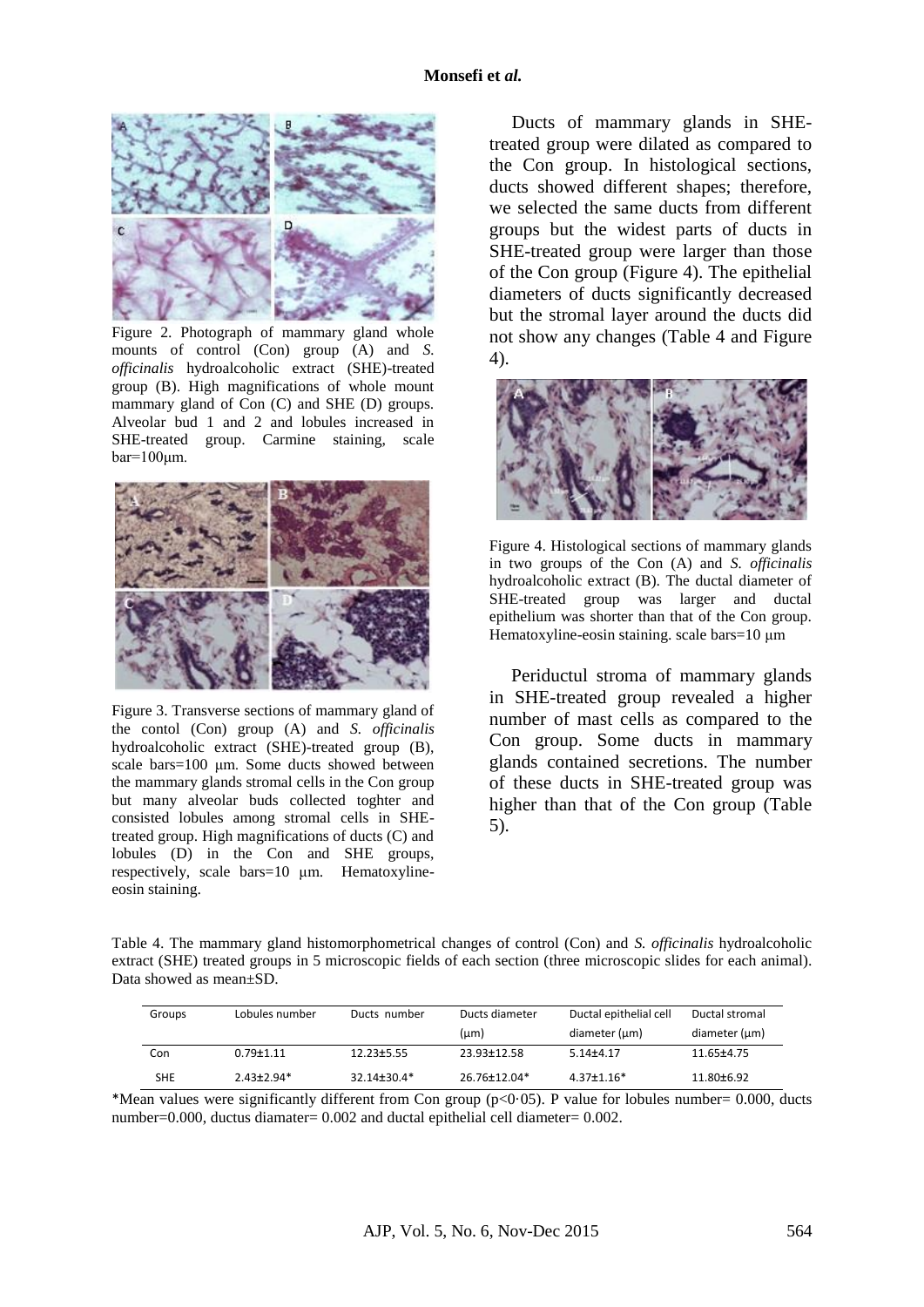Figure 2. Photograph of mammary gland whole mounts of control (Con) group (A) and *S. officinalis* hydroalcoholic extract (SHE)-treated group (B). High magnifications of whole mount mammary gland of Con (C) and SHE (D) groups. Alveolar bud 1 and 2 and lobules increased in SHE-treated group. Carmine staining, scale bar=100μm.

Figure 3. Transverse sections of mammary gland of the contol (Con) group (A) and *S. officinalis* hydroalcoholic extract (SHE)-treated group (B), scale bars=100 μm. Some ducts showed between the mammary glands stromal cells in the Con group but many alveolar buds collected toghter and consisted lobules among stromal cells in SHE-treated group. High magnifications of ducts (C) and lobules (D) in the Con and SHE groups, respectively, scale bars=10 μm. Hematoxyline-eosin staining.

Ducts of mammary glands in SHE-treated group were dilated as compared to the Con group. In histological sections, ducts showed different shapes; therefore, we selected the same ducts from different groups but the widest parts of ducts in SHE-treated group were larger than those of the Con group (Figure 4). The epithelial diameters of ducts significantly decreased but the stromal layer around the ducts did not show any changes (Table 4 and Figure 4).

Figure 4. Histological sections of mammary glands in two groups of the Con (A) and *S. officinalis* hydroalcoholic extract (B). The ductal diameter of SHE-treated group was larger and ductal epithelium was shorter than that of the Con group. Hematoxyline-eosin staining. scale bars=10 μm

Periductul stroma of mammary glands in SHE-treated group revealed a higher number of mast cells as compared to the Con group. Some ducts in mammary glands contained secretions. The number of these ducts in SHE-treated group was higher than that of the Con group (Table 5).

Table 4. The mammary gland histomorphometrical changes of control (Con) and *S. officinalis* hydroalcoholic extract (SHE) treated groups in 5 microscopic fields of each section (three microscopic slides for each animal). Data showed as mean±SD.

| Groups | Lobules number | Ducts number | Ducts diameter (μm) | Ductal epithelial cell diameter (μm) | Ductal stromal diameter (μm) |
|---|---|---|---|---|---|
| Con | 0.79±1.11 | 12.23±5.55 | 23.93±12.58 | 5.14±4.17 | 11.65±4.75 |
| SHE | 2.43±2.94* | 32.14±30.4* | 26.76±12.04* | 4.37±1.16* | 11.80±6.92 |

*Mean values were significantly different from Con group ($p<0.05$). P value for lobules number= 0.000, ducts number=0.000, ductus diamater= 0.002 and ductal epithelial cell diameter= 0.002.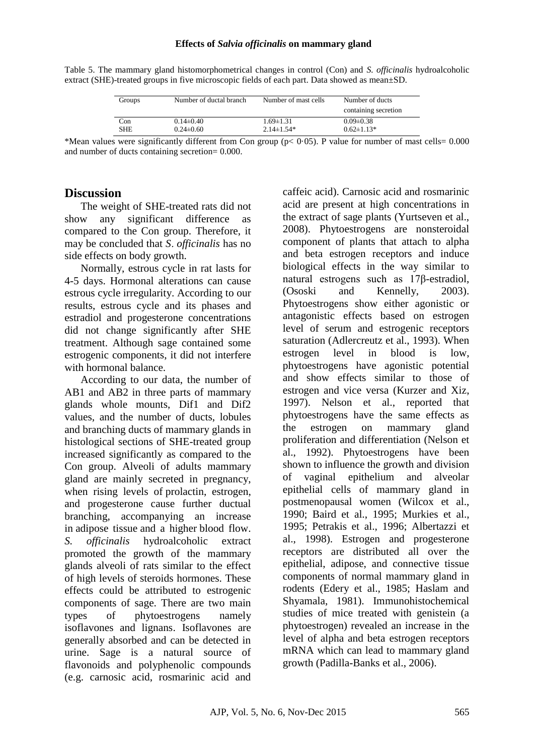Table 5. The mammary gland histomorphometrical changes in control (Con) and *S. officinalis* hydroalcoholic extract (SHE)-treated groups in five microscopic fields of each part. Data showed as mean±SD.

| Groups | Number of ductal branch | Number of mast cells | Number of ducts containing secretion |
|---|---|---|---|
| Con | 0.14±0.40 | 1.69±1.31 | 0.09±0.38 |
| SHE | 0.24±0.60 | 2.14±1.54* | 0.62±1.13* |

*Mean values were significantly different from Con group ($p < 0.05$). P value for number of mast cells= 0.000 and number of ducts containing secretion= 0.000.

## Discussion

The weight of SHE-treated rats did not show any significant difference as compared to the Con group. Therefore, it may be concluded that *S. officinalis* has no side effects on body growth.

Normally, estrous cycle in rat lasts for 4-5 days. Hormonal alterations can cause estrous cycle irregularity. According to our results, estrous cycle and its phases and estradiol and progesterone concentrations did not change significantly after SHE treatment. Although sage contained some estrogenic components, it did not interfere with hormonal balance.

According to our data, the number of AB1 and AB2 in three parts of mammary glands whole mounts, Dif1 and Dif2 values, and the number of ducts, lobules and branching ducts of mammary glands in histological sections of SHE-treated group increased significantly as compared to the Con group. Alveoli of adults mammary gland are mainly secreted in pregnancy, when rising levels of prolactin, estrogen, and progesterone cause further ductual branching, accompanying an increase in adipose tissue and a higher blood flow. *S. officinalis* hydroalcoholic extract promoted the growth of the mammary glands alveoli of rats similar to the effect of high levels of steroids hormones. These effects could be attributed to estrogenic components of sage. There are two main types of phytoestrogens namely isoflavones and lignans. Isoflavones are generally absorbed and can be detected in urine. Sage is a natural source of flavonoids and polyphenolic compounds (e.g. carnosic acid, rosmarinic acid and caffeic acid). Carnosic acid and rosmarinic acid are present at high concentrations in the extract of sage plants (Yurtseven et al., 2008). Phytoestrogens are nonsteroidal component of plants that attach to alpha and beta estrogen receptors and induce biological effects in the way similar to natural estrogens such as 17β-estradiol, (Ososki and Kennelly, 2003). Phytoestrogens show either agonistic or antagonistic effects based on estrogen level of serum and estrogenic receptors saturation (Adlercreutz et al., 1993). When estrogen level in blood is low, phytoestrogens have agonistic potential and show effects similar to those of estrogen and vice versa (Kurzer and Xiz, 1997). Nelson et al., reported that phytoestrogens have the same effects as the estrogen on mammary gland proliferation and differentiation (Nelson et al., 1992). Phytoestrogens have been shown to influence the growth and division of vaginal epithelium and alveolar epithelial cells of mammary gland in postmenopausal women (Wilcox et al., 1990; Baird et al., 1995; Murkies et al., 1995; Petrakis et al., 1996; Albertazzi et al., 1998). Estrogen and progesterone receptors are distributed all over the epithelial, adipose, and connective tissue components of normal mammary gland in rodents (Edery et al., 1985; Haslam and Shyamala, 1981). Immunohistochemical studies of mice treated with genistein (a phytoestrogen) revealed an increase in the level of alpha and beta estrogen receptors mRNA which can lead to mammary gland growth (Padilla-Banks et al., 2006).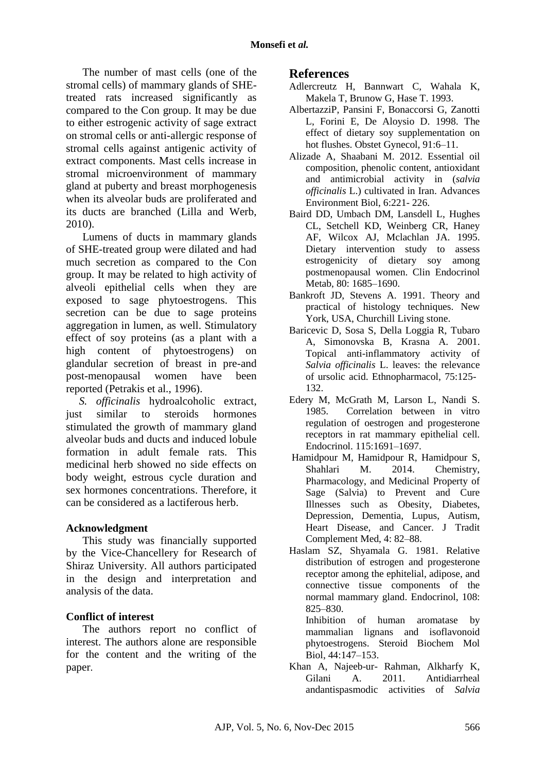The number of mast cells (one of the stromal cells) of mammary glands of SHE-treated rats increased significantly as compared to the Con group. It may be due to either estrogenic activity of sage extract on stromal cells or anti-allergic response of stromal cells against antigenic activity of extract components. Mast cells increase in stromal microenvironment of mammary gland at puberty and breast morphogenesis when its alveolar buds are proliferated and its ducts are branched (Lilla and Werb, 2010).

Lumens of ducts in mammary glands of SHE-treated group were dilated and had much secretion as compared to the Con group. It may be related to high activity of alveoli epithelial cells when they are exposed to sage phytoestrogens. This secretion can be due to sage proteins aggregation in lumen, as well. Stimulatory effect of soy proteins (as a plant with a high content of phytoestrogens) on glandular secretion of breast in pre-and post-menopausal women have been reported (Petrakis et al., 1996).

*S. officinalis* hydroalcoholic extract, just similar to steroids hormones stimulated the growth of mammary gland alveolar buds and ducts and induced lobule formation in adult female rats. This medicinal herb showed no side effects on body weight, estrous cycle duration and sex hormones concentrations. Therefore, it can be considered as a lactiferous herb.

### Acknowledgment

This study was financially supported by the Vice-Chancellery for Research of Shiraz University. All authors participated in the design and interpretation and analysis of the data.

### Conflict of interest

The authors report no conflict of interest. The authors alone are responsible for the content and the writing of the paper.

## References

Adlercreutz H, Bannwart C, Wahala K, Makela T, Brunow G, Hase T. 1993.

AlbertazziP, Pansini F, Bonaccorsi G, Zanotti L, Forini E, De Aloysio D. 1998. The effect of dietary soy supplementation on hot flushes. Obstet Gynecol, 91:6–11.

Alizade A, Shaabani M. 2012. Essential oil composition, phenolic content, antioxidant and antimicrobial activity in (*salvia officinalis* L.) cultivated in Iran. Advances Environment Biol, 6:221- 226.

Baird DD, Umbach DM, Lansdell L, Hughes CL, Setchell KD, Weinberg CR, Haney AF, Wilcox AJ, Mclachlan JA. 1995. Dietary intervention study to assess estrogenicity of dietary soy among postmenopausal women. Clin Endocrinol Metab, 80: 1685–1690.

Bankroft JD, Stevens A. 1991. Theory and practical of histology techniques. New York, USA, Churchill Living stone.

Baricevic D, Sosa S, Della Loggia R, Tubaro A, Simonovska B, Krasna A. 2001. Topical anti-inflammatory activity of *Salvia officinalis* L. leaves: the relevance of ursolic acid. Ethnopharmacol, 75:125-132.

Edery M, McGrath M, Larson L, Nandi S. 1985. Correlation between in vitro regulation of oestrogen and progesterone receptors in rat mammary epithelial cell. Endocrinol. 115:1691–1697.

Hamidpour M, Hamidpour R, Hamidpour S, Shahlari M. 2014. Chemistry, Pharmacology, and Medicinal Property of Sage (Salvia) to Prevent and Cure Illnesses such as Obesity, Diabetes, Depression, Dementia, Lupus, Autism, Heart Disease, and Cancer. J Tradit Complement Med, 4: 82–88.

Haslam SZ, Shyamala G. 1981. Relative distribution of estrogen and progesterone receptor among the ephitelial, adipose, and connective tissue components of the normal mammary gland. Endocrinol, 108: 825–830.
Inhibition of human aromatase by mammalian lignans and isoflavonoid phytoestrogens. Steroid Biochem Mol Biol, 44:147–153.

Khan A, Najeeb-ur- Rahman, Alkharfy K, Gilani A. 2011. Antidiarrheal andantispasmodic activities of *Salvia*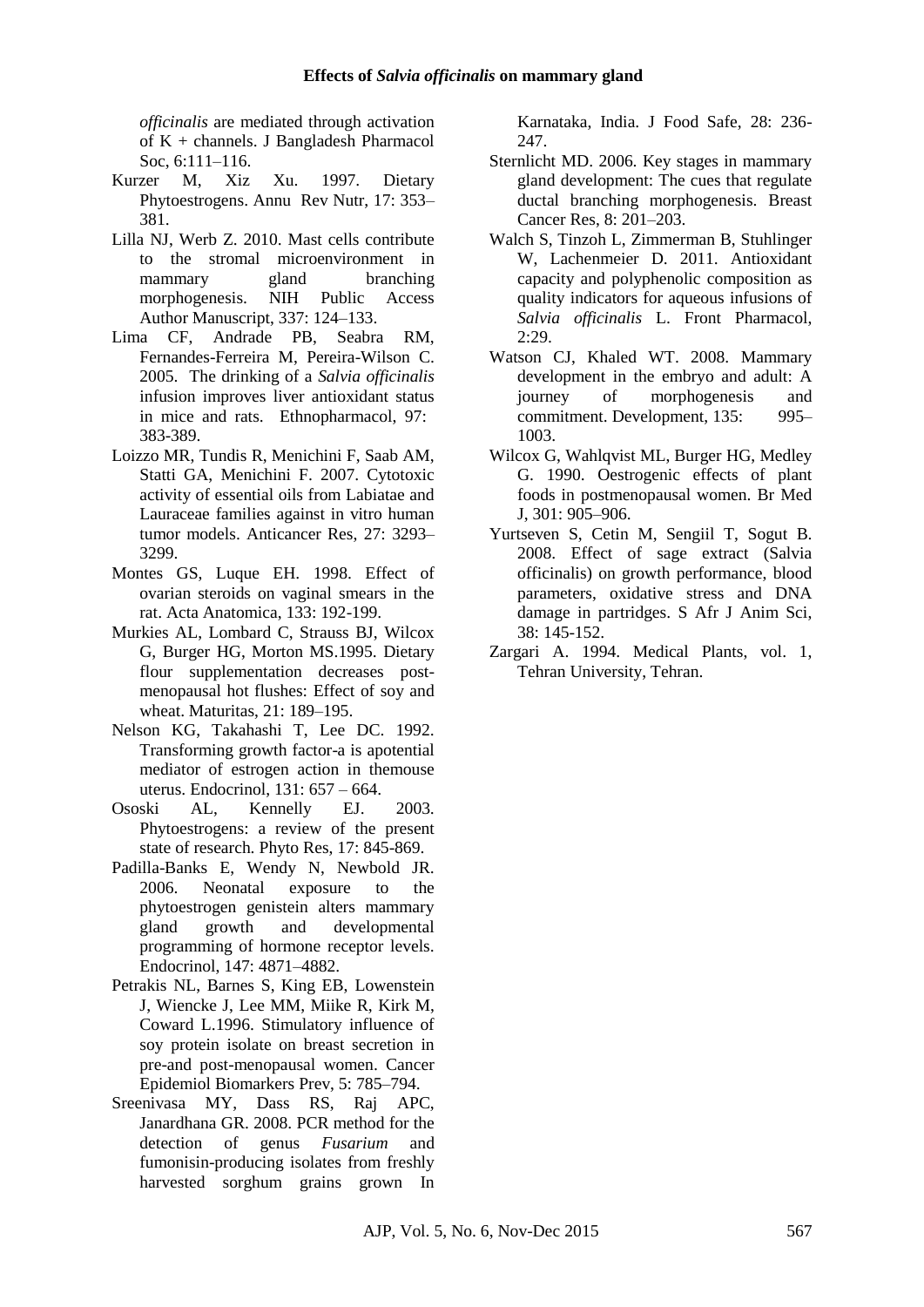*officinalis* are mediated through activation of K + channels. J Bangladesh Pharmacol Soc, 6:111–116.

Kurzer M, Xiz Xu. 1997. Dietary Phytoestrogens. Annu Rev Nutr, 17: 353–381.

Lilla NJ, Werb Z. 2010. Mast cells contribute to the stromal microenvironment in mammary gland branching morphogenesis. NIH Public Access Author Manuscript, 337: 124–133.

Lima CF, Andrade PB, Seabra RM, Fernandes-Ferreira M, Pereira-Wilson C. 2005. The drinking of a *Salvia officinalis* infusion improves liver antioxidant status in mice and rats. Ethnopharmacol, 97: 383-389.

Loizzo MR, Tundis R, Menichini F, Saab AM, Statti GA, Menichini F. 2007. Cytotoxic activity of essential oils from Labiatae and Lauraceae families against in vitro human tumor models. Anticancer Res, 27: 3293–3299.

Montes GS, Luque EH. 1998. Effect of ovarian steroids on vaginal smears in the rat. Acta Anatomica, 133: 192-199.

Murkies AL, Lombard C, Strauss BJ, Wilcox G, Burger HG, Morton MS.1995. Dietary flour supplementation decreases post-menopausal hot flushes: Effect of soy and wheat. Maturitas, 21: 189–195.

Nelson KG, Takahashi T, Lee DC. 1992. Transforming growth factor-a is apotential mediator of estrogen action in themouse uterus. Endocrinol, 131: 657 – 664.

Ososki AL, Kennelly EJ. 2003. Phytoestrogens: a review of the present state of research. Phyto Res, 17: 845-869.

Padilla-Banks E, Wendy N, Newbold JR. 2006. Neonatal exposure to the phytoestrogen genistein alters mammary gland growth and developmental programming of hormone receptor levels. Endocrinol, 147: 4871–4882.

Petrakis NL, Barnes S, King EB, Lowenstein J, Wiencke J, Lee MM, Miike R, Kirk M, Coward L.1996. Stimulatory influence of soy protein isolate on breast secretion in pre-and post-menopausal women. Cancer Epidemiol Biomarkers Prev, 5: 785–794.

Sreenivasa MY, Dass RS, Raj APC, Janardhana GR. 2008. PCR method for the detection of genus *Fusarium* and fumonisin-producing isolates from freshly harvested sorghum grains grown In Karnataka, India. J Food Safe, 28: 236-247.

Sternlicht MD. 2006. Key stages in mammary gland development: The cues that regulate ductal branching morphogenesis. Breast Cancer Res, 8: 201–203.

Walch S, Tinzoh L, Zimmerman B, Stuhlinger W, Lachenmeier D. 2011. Antioxidant capacity and polyphenolic composition as quality indicators for aqueous infusions of *Salvia officinalis* L. Front Pharmacol, 2:29.

Watson CJ, Khaled WT. 2008. Mammary development in the embryo and adult: A journey of morphogenesis and commitment. Development, 135: 995–1003.

Wilcox G, Wahlqvist ML, Burger HG, Medley G. 1990. Oestrogenic effects of plant foods in postmenopausal women. Br Med J, 301: 905–906.

Yurtseven S, Cetin M, Sengiil T, Sogut B. 2008. Effect of sage extract (Salvia officinalis) on growth performance, blood parameters, oxidative stress and DNA damage in partridges. S Afr J Anim Sci, 38: 145-152.

Zargari A. 1994. Medical Plants, vol. 1, Tehran University, Tehran.